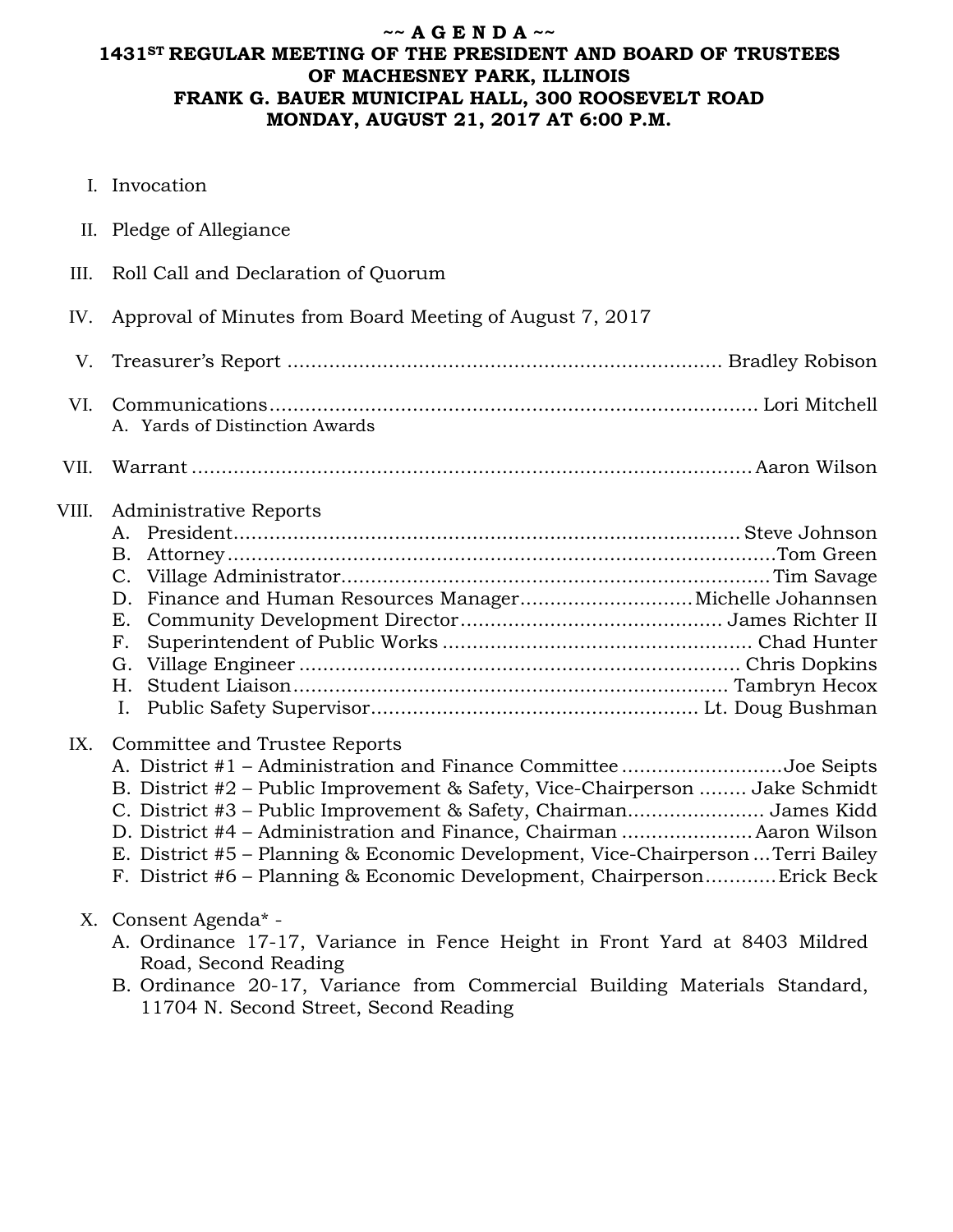# ~~ A G E N D A ~~

## 1431ST REGULAR MEETING OF THE PRESIDENT AND BOARD OF TRUSTEES OF MACHESNEY PARK, ILLINOIS FRANK G. BAUER MUNICIPAL HALL, 300 ROOSEVELT ROAD MONDAY, AUGUST 21, 2017 AT 6:00 P.M.

I. Invocation

II. Pledge of Allegiance

III. Roll Call and Declaration of Quorum

IV. Approval of Minutes from Board Meeting of August 7, 2017

V. Treasurer's Report .......... Bradley Robison

VI. Communications .......... Lori Mitchell
   A. Yards of Distinction Awards

VII. Warrant .......... Aaron Wilson

VIII. Administrative Reports
   A. President .......... Steve Johnson
   B. Attorney .......... Tom Green
   C. Village Administrator .......... Tim Savage
   D. Finance and Human Resources Manager .......... Michelle Johannsen
   E. Community Development Director .......... James Richter II
   F. Superintendent of Public Works .......... Chad Hunter
   G. Village Engineer .......... Chris Dopkins
   H. Student Liaison .......... Tambryn Hecox
   I. Public Safety Supervisor .......... Lt. Doug Bushman

IX. Committee and Trustee Reports
   A. District #1 – Administration and Finance Committee .......... Joe Seipts
   B. District #2 – Public Improvement & Safety, Vice-Chairperson .......... Jake Schmidt
   C. District #3 – Public Improvement & Safety, Chairman .......... James Kidd
   D. District #4 – Administration and Finance, Chairman .......... Aaron Wilson
   E. District #5 – Planning & Economic Development, Vice-Chairperson .......... Terri Bailey
   F. District #6 – Planning & Economic Development, Chairperson .......... Erick Beck

X. Consent Agenda* -
   A. Ordinance 17-17, Variance in Fence Height in Front Yard at 8403 Mildred Road, Second Reading
   B. Ordinance 20-17, Variance from Commercial Building Materials Standard, 11704 N. Second Street, Second Reading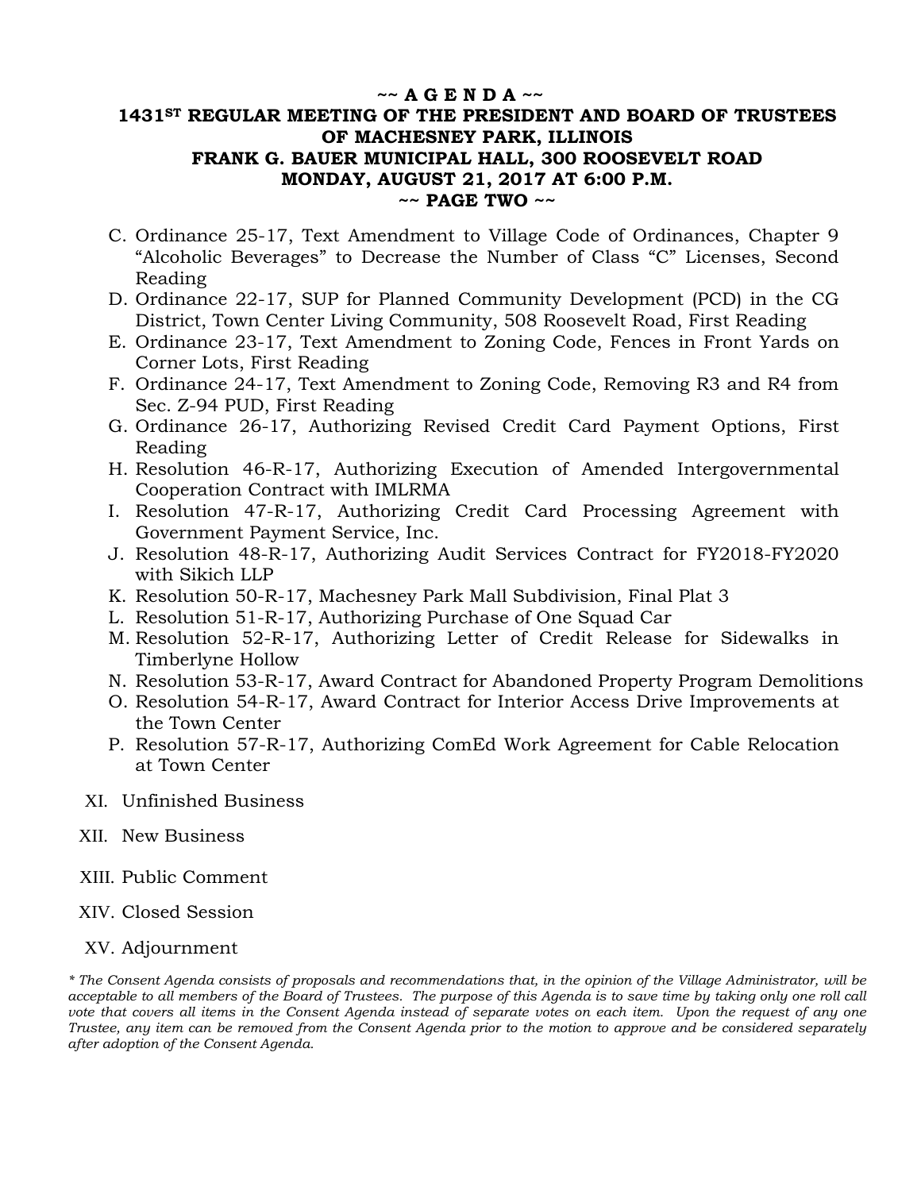**~~ A G E N D A ~~**
**1431ST REGULAR MEETING OF THE PRESIDENT AND BOARD OF TRUSTEES OF MACHESNEY PARK, ILLINOIS**
**FRANK G. BAUER MUNICIPAL HALL, 300 ROOSEVELT ROAD**
**MONDAY, AUGUST 21, 2017 AT 6:00 P.M.**
**~~ PAGE TWO ~~**

C. Ordinance 25-17, Text Amendment to Village Code of Ordinances, Chapter 9 "Alcoholic Beverages" to Decrease the Number of Class "C" Licenses, Second Reading
D. Ordinance 22-17, SUP for Planned Community Development (PCD) in the CG District, Town Center Living Community, 508 Roosevelt Road, First Reading
E. Ordinance 23-17, Text Amendment to Zoning Code, Fences in Front Yards on Corner Lots, First Reading
F. Ordinance 24-17, Text Amendment to Zoning Code, Removing R3 and R4 from Sec. Z-94 PUD, First Reading
G. Ordinance 26-17, Authorizing Revised Credit Card Payment Options, First Reading
H. Resolution 46-R-17, Authorizing Execution of Amended Intergovernmental Cooperation Contract with IMLRMA
I. Resolution 47-R-17, Authorizing Credit Card Processing Agreement with Government Payment Service, Inc.
J. Resolution 48-R-17, Authorizing Audit Services Contract for FY2018-FY2020 with Sikich LLP
K. Resolution 50-R-17, Machesney Park Mall Subdivision, Final Plat 3
L. Resolution 51-R-17, Authorizing Purchase of One Squad Car
M. Resolution 52-R-17, Authorizing Letter of Credit Release for Sidewalks in Timberlyne Hollow
N. Resolution 53-R-17, Award Contract for Abandoned Property Program Demolitions
O. Resolution 54-R-17, Award Contract for Interior Access Drive Improvements at the Town Center
P. Resolution 57-R-17, Authorizing ComEd Work Agreement for Cable Relocation at Town Center

XI. Unfinished Business

XII. New Business

XIII. Public Comment

XIV. Closed Session

XV. Adjournment

*\* The Consent Agenda consists of proposals and recommendations that, in the opinion of the Village Administrator, will be acceptable to all members of the Board of Trustees. The purpose of this Agenda is to save time by taking only one roll call vote that covers all items in the Consent Agenda instead of separate votes on each item. Upon the request of any one Trustee, any item can be removed from the Consent Agenda prior to the motion to approve and be considered separately after adoption of the Consent Agenda.*